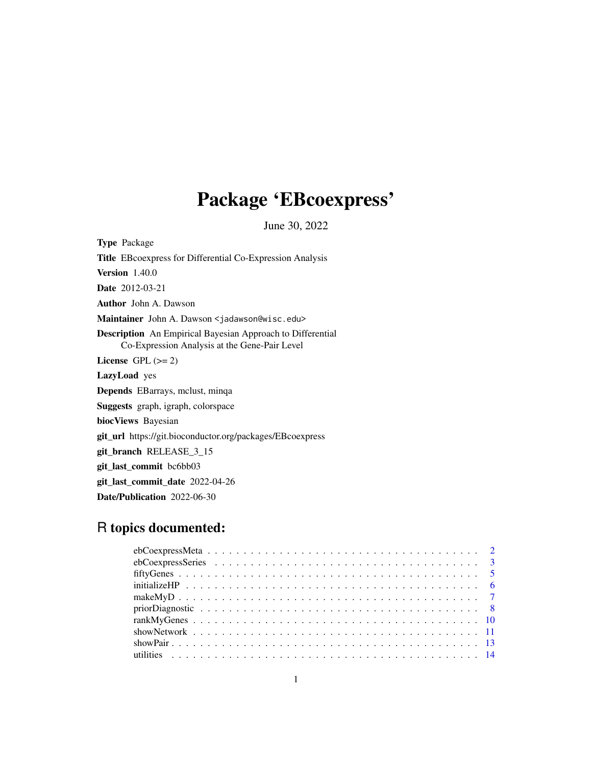# Package 'EBcoexpress'

June 30, 2022

**Type** Package

**Title** EBcoexpress for Differential Co-Expression Analysis

**Version** 1.40.0

**Date** 2012-03-21

**Author** John A. Dawson

**Maintainer** John A. Dawson <jadawson@wisc.edu>

**Description** An Empirical Bayesian Approach to Differential Co-Expression Analysis at the Gene-Pair Level

**License** GPL (>= 2)

**LazyLoad** yes

**Depends** EBarrays, mclust, minqa

**Suggests** graph, igraph, colorspace

**biocViews** Bayesian

**git_url** https://git.bioconductor.org/packages/EBcoexpress

**git_branch** RELEASE_3_15

**git_last_commit** bc6bb03

**git_last_commit_date** 2022-04-26

**Date/Publication** 2022-06-30

## R topics documented:

| | |
|---|---|
| ebCoexpressMeta | 2 |
| ebCoexpressSeries | 3 |
| fiftyGenes | 5 |
| initializeHP | 6 |
| makeMyD | 7 |
| priorDiagnostic | 8 |
| rankMyGenes | 10 |
| showNetwork | 11 |
| showPair | 13 |
| utilities | 14 |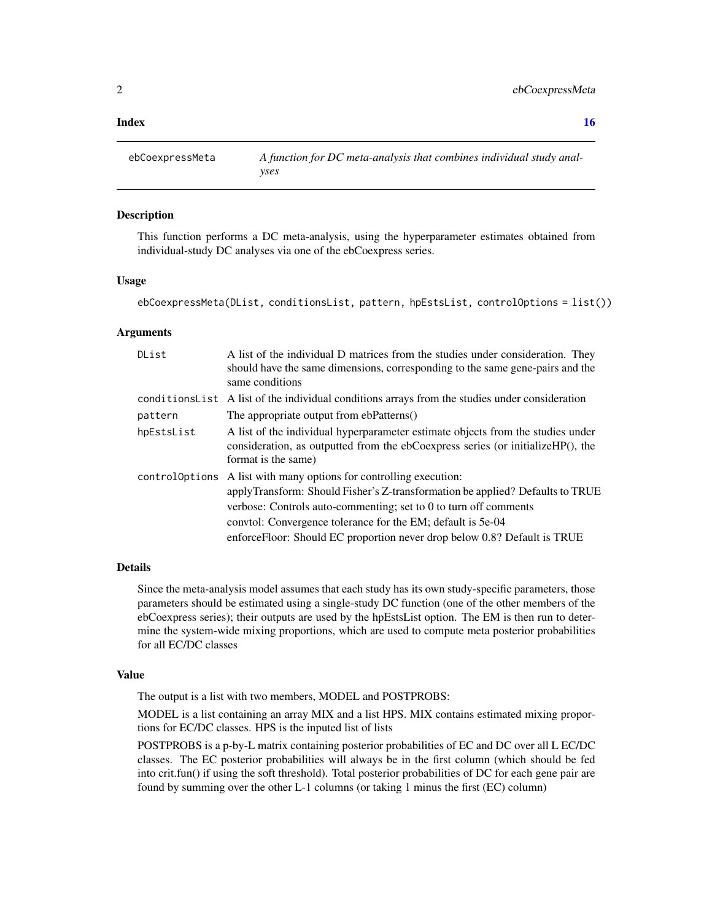**Index** **16**

## ebCoexpressMeta — *A function for DC meta-analysis that combines individual study analyses*

### Description

This function performs a DC meta-analysis, using the hyperparameter estimates obtained from individual-study DC analyses via one of the ebCoexpress series.

### Usage

```
ebCoexpressMeta(DList, conditionsList, pattern, hpEstsList, controlOptions = list())
```

### Arguments

| | |
|---|---|
| `DList` | A list of the individual D matrices from the studies under consideration. They should have the same dimensions, corresponding to the same gene-pairs and the same conditions |
| `conditionsList` | A list of the individual conditions arrays from the studies under consideration |
| `pattern` | The appropriate output from ebPatterns() |
| `hpEstsList` | A list of the individual hyperparameter estimate objects from the studies under consideration, as outputted from the ebCoexpress series (or initializeHP(), the format is the same) |
| `controlOptions` | A list with many options for controlling execution:<br>applyTransform: Should Fisher's Z-transformation be applied? Defaults to TRUE<br>verbose: Controls auto-commenting; set to 0 to turn off comments<br>convtol: Convergence tolerance for the EM; default is 5e-04<br>enforceFloor: Should EC proportion never drop below 0.8? Default is TRUE |

### Details

Since the meta-analysis model assumes that each study has its own study-specific parameters, those parameters should be estimated using a single-study DC function (one of the other members of the ebCoexpress series); their outputs are used by the hpEstsList option. The EM is then run to determine the system-wide mixing proportions, which are used to compute meta posterior probabilities for all EC/DC classes

### Value

The output is a list with two members, MODEL and POSTPROBS:

MODEL is a list containing an array MIX and a list HPS. MIX contains estimated mixing proportions for EC/DC classes. HPS is the inputed list of lists

POSTPROBS is a p-by-L matrix containing posterior probabilities of EC and DC over all L EC/DC classes. The EC posterior probabilities will always be in the first column (which should be fed into crit.fun() if using the soft threshold). Total posterior probabilities of DC for each gene pair are found by summing over the other L-1 columns (or taking 1 minus the first (EC) column)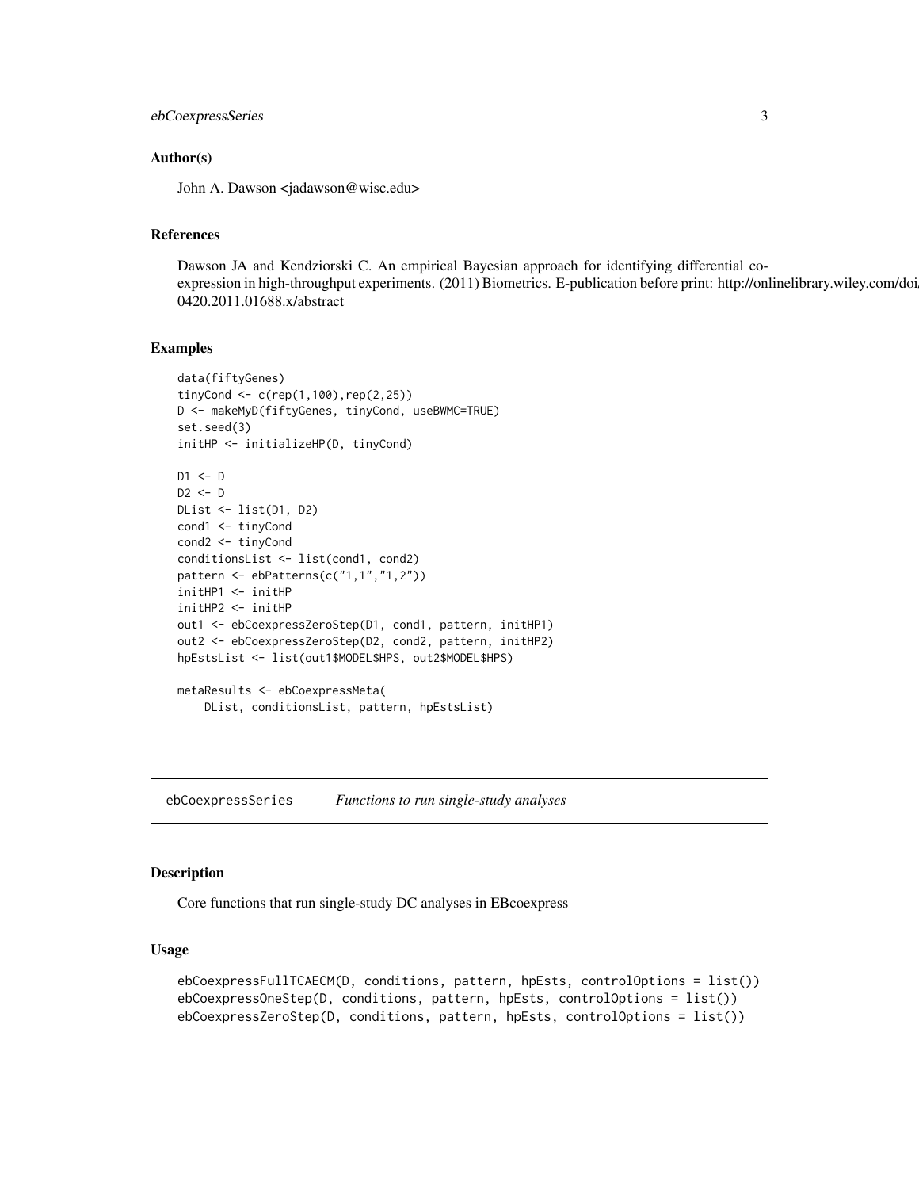### Author(s)

John A. Dawson <jadawson@wisc.edu>

### References

Dawson JA and Kendziorski C. An empirical Bayesian approach for identifying differential coexpression in high-throughput experiments. (2011) Biometrics. E-publication before print: http://onlinelibrary.wiley.com/doi/10.1111/j.1541-0420.2011.01688.x/abstract

### Examples

```
data(fiftyGenes)
tinyCond <- c(rep(1,100),rep(2,25))
D <- makeMyD(fiftyGenes, tinyCond, useBWMC=TRUE)
set.seed(3)
initHP <- initializeHP(D, tinyCond)

D1 <- D
D2 <- D
DList <- list(D1, D2)
cond1 <- tinyCond
cond2 <- tinyCond
conditionsList <- list(cond1, cond2)
pattern <- ebPatterns(c("1,1","1,2"))
initHP1 <- initHP
initHP2 <- initHP
out1 <- ebCoexpressZeroStep(D1, cond1, pattern, initHP1)
out2 <- ebCoexpressZeroStep(D2, cond2, pattern, initHP2)
hpEstsList <- list(out1$MODEL$HPS, out2$MODEL$HPS)

metaResults <- ebCoexpressMeta(
    DList, conditionsList, pattern, hpEstsList)
```

---

## ebCoexpressSeries *Functions to run single-study analyses*

### Description

Core functions that run single-study DC analyses in EBcoexpress

### Usage

```
ebCoexpressFullTCAECM(D, conditions, pattern, hpEsts, controlOptions = list())
ebCoexpressOneStep(D, conditions, pattern, hpEsts, controlOptions = list())
ebCoexpressZeroStep(D, conditions, pattern, hpEsts, controlOptions = list())
```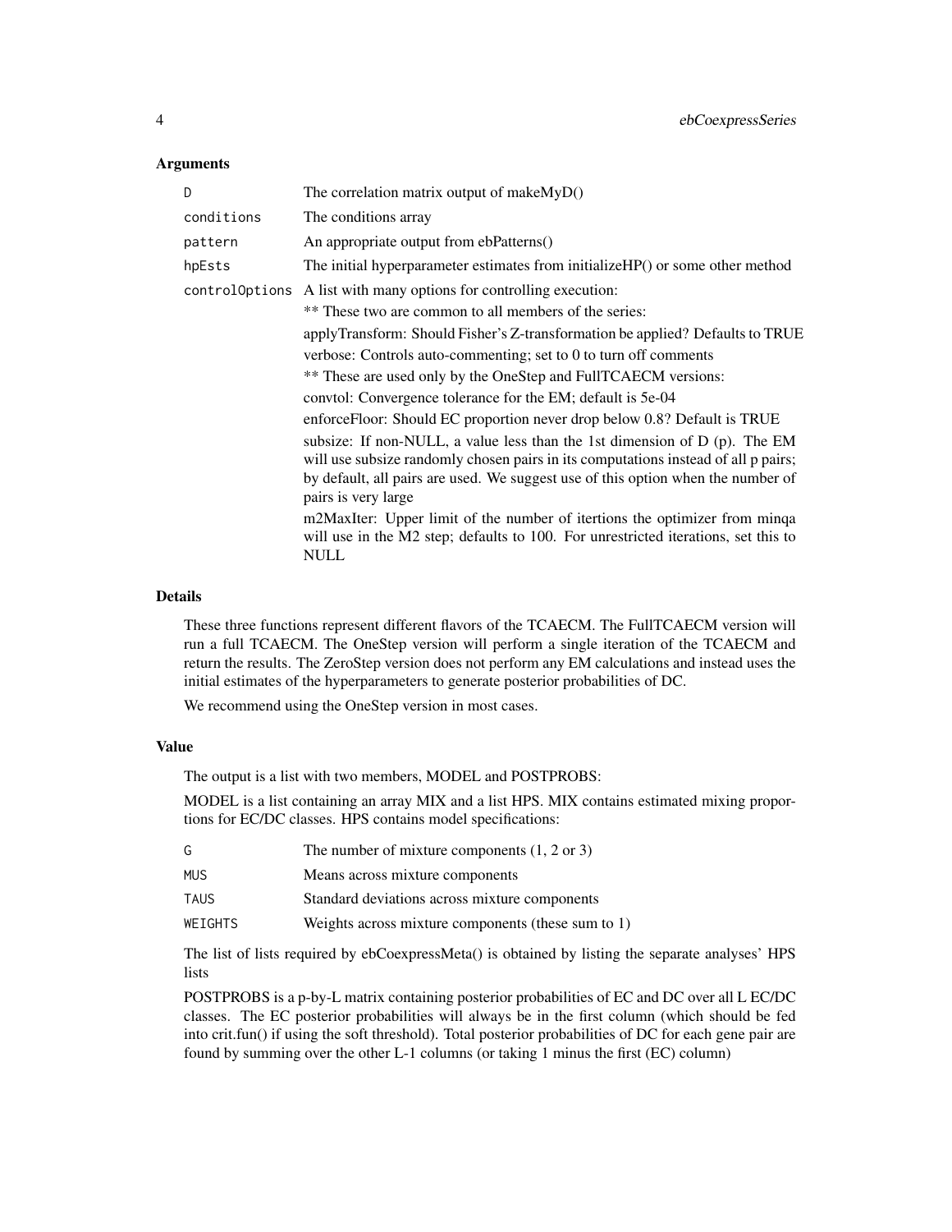### Arguments

| | |
|---|---|
| `D` | The correlation matrix output of makeMyD() |
| `conditions` | The conditions array |
| `pattern` | An appropriate output from ebPatterns() |
| `hpEsts` | The initial hyperparameter estimates from initializeHP() or some other method |
| `controlOptions` | A list with many options for controlling execution:<br>** These two are common to all members of the series:<br>applyTransform: Should Fisher's Z-transformation be applied? Defaults to TRUE<br>verbose: Controls auto-commenting; set to 0 to turn off comments<br>** These are used only by the OneStep and FullTCAECM versions:<br>convtol: Convergence tolerance for the EM; default is 5e-04<br>enforceFloor: Should EC proportion never drop below 0.8? Default is TRUE<br>subsize: If non-NULL, a value less than the 1st dimension of D (p). The EM will use subsize randomly chosen pairs in its computations instead of all p pairs; by default, all pairs are used. We suggest use of this option when the number of pairs is very large<br>m2MaxIter: Upper limit of the number of itertions the optimizer from minqa will use in the M2 step; defaults to 100. For unrestricted iterations, set this to NULL |

### Details

These three functions represent different flavors of the TCAECM. The FullTCAECM version will run a full TCAECM. The OneStep version will perform a single iteration of the TCAECM and return the results. The ZeroStep version does not perform any EM calculations and instead uses the initial estimates of the hyperparameters to generate posterior probabilities of DC.

We recommend using the OneStep version in most cases.

### Value

The output is a list with two members, MODEL and POSTPROBS:

MODEL is a list containing an array MIX and a list HPS. MIX contains estimated mixing proportions for EC/DC classes. HPS contains model specifications:

| | |
|---|---|
| `G` | The number of mixture components (1, 2 or 3) |
| `MUS` | Means across mixture components |
| `TAUS` | Standard deviations across mixture components |
| `WEIGHTS` | Weights across mixture components (these sum to 1) |

The list of lists required by ebCoexpressMeta() is obtained by listing the separate analyses' HPS lists

POSTPROBS is a p-by-L matrix containing posterior probabilities of EC and DC over all L EC/DC classes. The EC posterior probabilities will always be in the first column (which should be fed into crit.fun() if using the soft threshold). Total posterior probabilities of DC for each gene pair are found by summing over the other L-1 columns (or taking 1 minus the first (EC) column)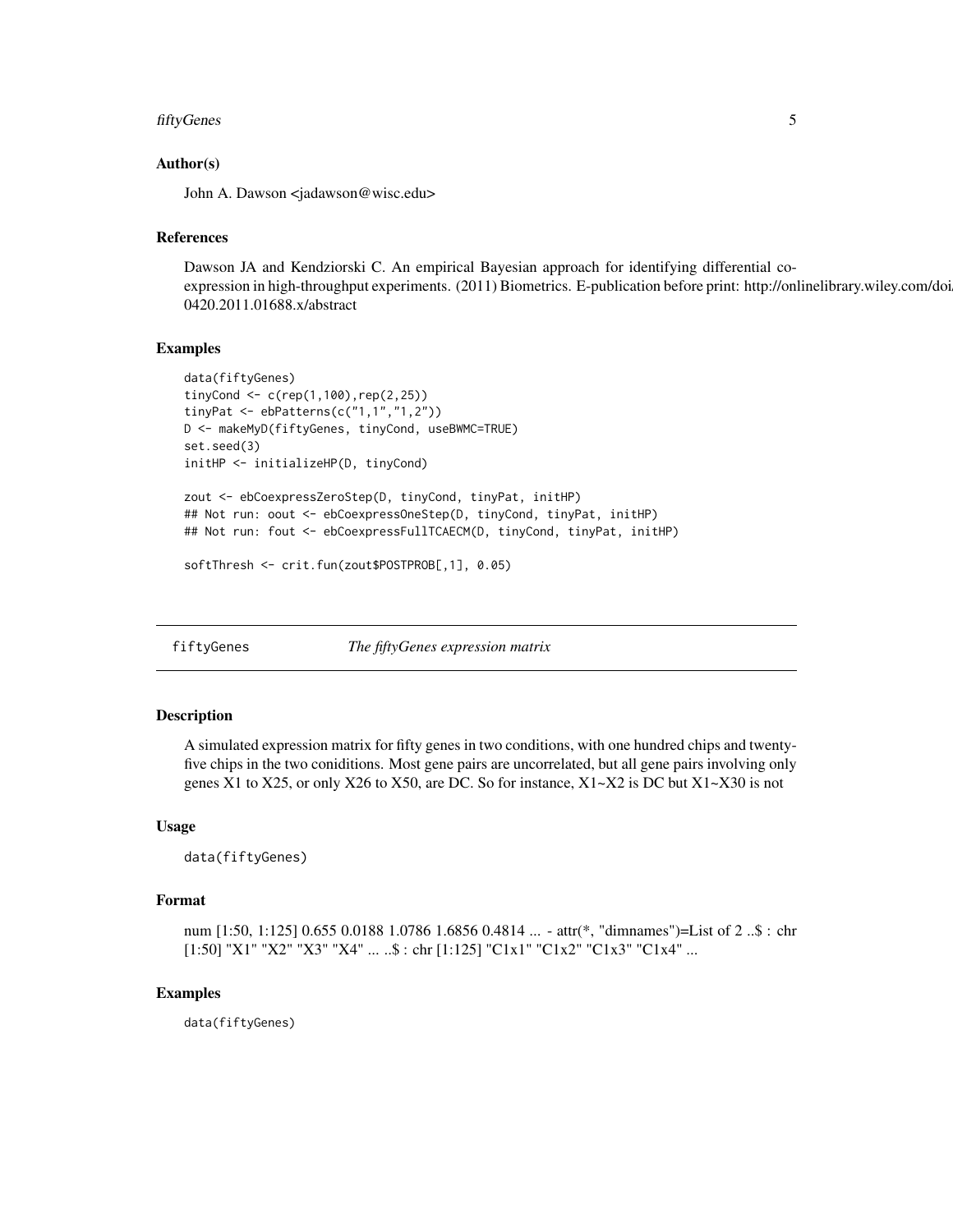## Author(s)

John A. Dawson <jadawson@wisc.edu>

## References

Dawson JA and Kendziorski C. An empirical Bayesian approach for identifying differential coexpression in high-throughput experiments. (2011) Biometrics. E-publication before print: http://onlinelibrary.wiley.com/doi/ 0420.2011.01688.x/abstract

## Examples

```
data(fiftyGenes)
tinyCond <- c(rep(1,100),rep(2,25))
tinyPat <- ebPatterns(c("1,1","1,2"))
D <- makeMyD(fiftyGenes, tinyCond, useBWMC=TRUE)
set.seed(3)
initHP <- initializeHP(D, tinyCond)

zout <- ebCoexpressZeroStep(D, tinyCond, tinyPat, initHP)
## Not run: oout <- ebCoexpressOneStep(D, tinyCond, tinyPat, initHP)
## Not run: fout <- ebCoexpressFullTCAECM(D, tinyCond, tinyPat, initHP)

softThresh <- crit.fun(zout$POSTPROB[,1], 0.05)
```

---

# fiftyGenes *The fiftyGenes expression matrix*

## Description

A simulated expression matrix for fifty genes in two conditions, with one hundred chips and twenty-five chips in the two conidtions. Most gene pairs are uncorrelated, but all gene pairs involving only genes X1 to X25, or only X26 to X50, are DC. So for instance, X1~X2 is DC but X1~X30 is not

## Usage

```
data(fiftyGenes)
```

## Format

num [1:50, 1:125] 0.655 0.0188 1.0786 1.6856 0.4814 ... - attr(*, "dimnames")=List of 2 ..$ : chr [1:50] "X1" "X2" "X3" "X4" ... ..$ : chr [1:125] "C1x1" "C1x2" "C1x3" "C1x4" ...

## Examples

```
data(fiftyGenes)
```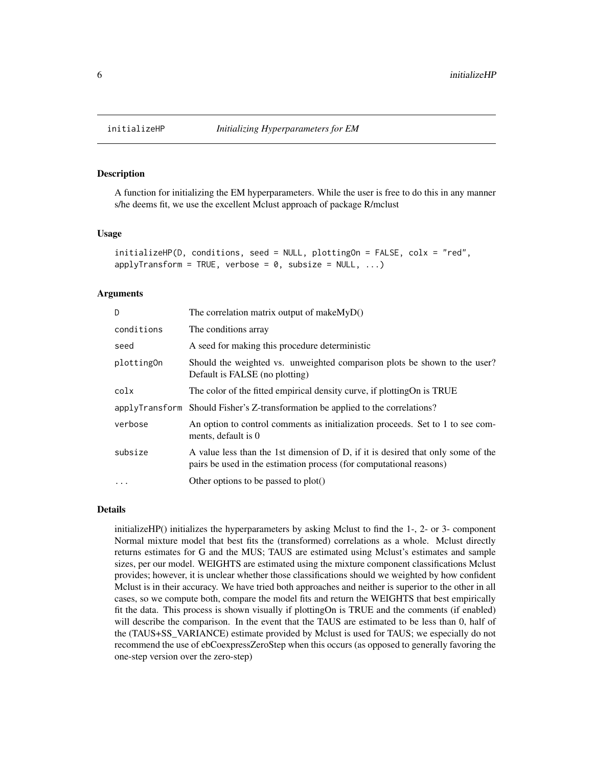# initializeHP *Initializing Hyperparameters for EM*

## Description

A function for initializing the EM hyperparameters. While the user is free to do this in any manner s/he deems fit, we use the excellent Mclust approach of package R/mclust

## Usage

```
initializeHP(D, conditions, seed = NULL, plottingOn = FALSE, colx = "red",
applyTransform = TRUE, verbose = 0, subsize = NULL, ...)
```

## Arguments

| | |
|---|---|
| `D` | The correlation matrix output of makeMyD() |
| `conditions` | The conditions array |
| `seed` | A seed for making this procedure deterministic |
| `plottingOn` | Should the weighted vs. unweighted comparison plots be shown to the user? Default is FALSE (no plotting) |
| `colx` | The color of the fitted empirical density curve, if plottingOn is TRUE |
| `applyTransform` | Should Fisher's Z-transformation be applied to the correlations? |
| `verbose` | An option to control comments as initialization proceeds. Set to 1 to see comments, default is 0 |
| `subsize` | A value less than the 1st dimension of D, if it is desired that only some of the pairs be used in the estimation process (for computational reasons) |
| `...` | Other options to be passed to plot() |

## Details

initializeHP() initializes the hyperparameters by asking Mclust to find the 1-, 2- or 3- component Normal mixture model that best fits the (transformed) correlations as a whole. Mclust directly returns estimates for G and the MUS; TAUS are estimated using Mclust's estimates and sample sizes, per our model. WEIGHTS are estimated using the mixture component classifications Mclust provides; however, it is unclear whether those classifications should we weighted by how confident Mclust is in their accuracy. We have tried both approaches and neither is superior to the other in all cases, so we compute both, compare the model fits and return the WEIGHTS that best empirically fit the data. This process is shown visually if plottingOn is TRUE and the comments (if enabled) will describe the comparison. In the event that the TAUS are estimated to be less than 0, half of the (TAUS+SS_VARIANCE) estimate provided by Mclust is used for TAUS; we especially do not recommend the use of ebCoexpressZeroStep when this occurs (as opposed to generally favoring the one-step version over the zero-step)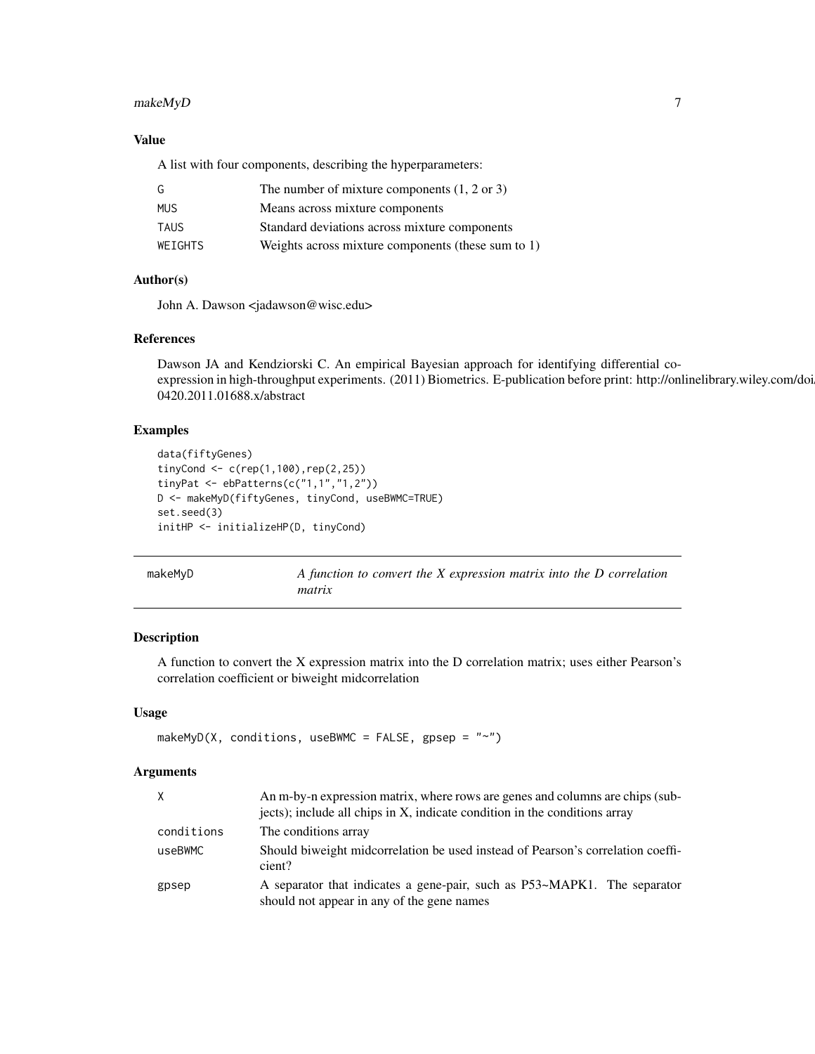### Value

A list with four components, describing the hyperparameters:

| | |
|---|---|
| G | The number of mixture components (1, 2 or 3) |
| MUS | Means across mixture components |
| TAUS | Standard deviations across mixture components |
| WEIGHTS | Weights across mixture components (these sum to 1) |

### Author(s)

John A. Dawson <jadawson@wisc.edu>

### References

Dawson JA and Kendziorski C. An empirical Bayesian approach for identifying differential coexpression in high-throughput experiments. (2011) Biometrics. E-publication before print: http://onlinelibrary.wiley.com/doi/0420.2011.01688.x/abstract

### Examples

```
data(fiftyGenes)
tinyCond <- c(rep(1,100),rep(2,25))
tinyPat <- ebPatterns(c("1,1","1,2"))
D <- makeMyD(fiftyGenes, tinyCond, useBWMC=TRUE)
set.seed(3)
initHP <- initializeHP(D, tinyCond)
```

---

## makeMyD — *A function to convert the X expression matrix into the D correlation matrix*

### Description

A function to convert the X expression matrix into the D correlation matrix; uses either Pearson's correlation coefficient or biweight midcorrelation

### Usage

```
makeMyD(X, conditions, useBWMC = FALSE, gpsep = "~")
```

### Arguments

| | |
|---|---|
| X | An m-by-n expression matrix, where rows are genes and columns are chips (subjects); include all chips in X, indicate condition in the conditions array |
| conditions | The conditions array |
| useBWMC | Should biweight midcorrelation be used instead of Pearson's correlation coefficient? |
| gpsep | A separator that indicates a gene-pair, such as P53~MAPK1. The separator should not appear in any of the gene names |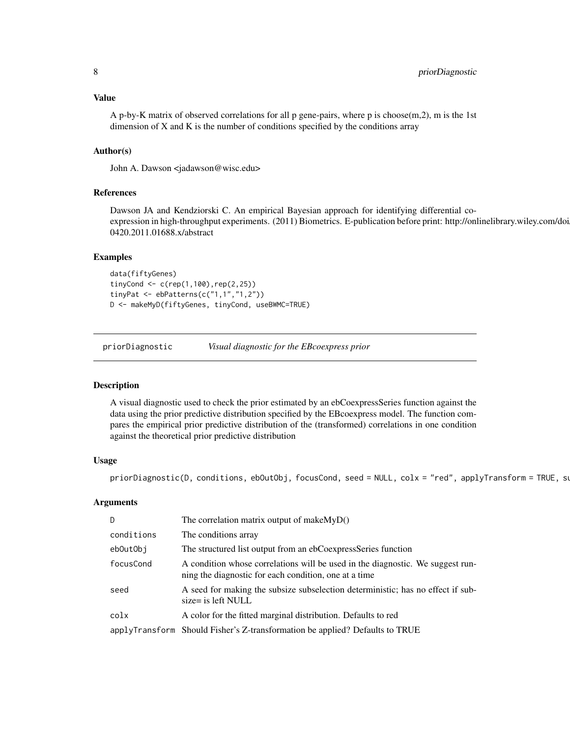### Value

A p-by-K matrix of observed correlations for all p gene-pairs, where p is choose(m,2), m is the 1st dimension of X and K is the number of conditions specified by the conditions array

### Author(s)

John A. Dawson <jadawson@wisc.edu>

### References

Dawson JA and Kendziorski C. An empirical Bayesian approach for identifying differential co-expression in high-throughput experiments. (2011) Biometrics. E-publication before print: http://onlinelibrary.wiley.com/doi/ 0420.2011.01688.x/abstract

### Examples

```
data(fiftyGenes)
tinyCond <- c(rep(1,100),rep(2,25))
tinyPat <- ebPatterns(c("1,1","1,2"))
D <- makeMyD(fiftyGenes, tinyCond, useBWMC=TRUE)
```

---

## priorDiagnostic *Visual diagnostic for the EBcoexpress prior*

### Description

A visual diagnostic used to check the prior estimated by an ebCoexpressSeries function against the data using the prior predictive distribution specified by the EBcoexpress model. The function compares the empirical prior predictive distribution of the (transformed) correlations in one condition against the theoretical prior predictive distribution

### Usage

```
priorDiagnostic(D, conditions, ebOutObj, focusCond, seed = NULL, colx = "red", applyTransform = TRUE, su
```

### Arguments

| | |
|---|---|
| `D` | The correlation matrix output of makeMyD() |
| `conditions` | The conditions array |
| `ebOutObj` | The structured list output from an ebCoexpressSeries function |
| `focusCond` | A condition whose correlations will be used in the diagnostic. We suggest running the diagnostic for each condition, one at a time |
| `seed` | A seed for making the subsize subselection deterministic; has no effect if subsize= is left NULL |
| `colx` | A color for the fitted marginal distribution. Defaults to red |
| `applyTransform` | Should Fisher's Z-transformation be applied? Defaults to TRUE |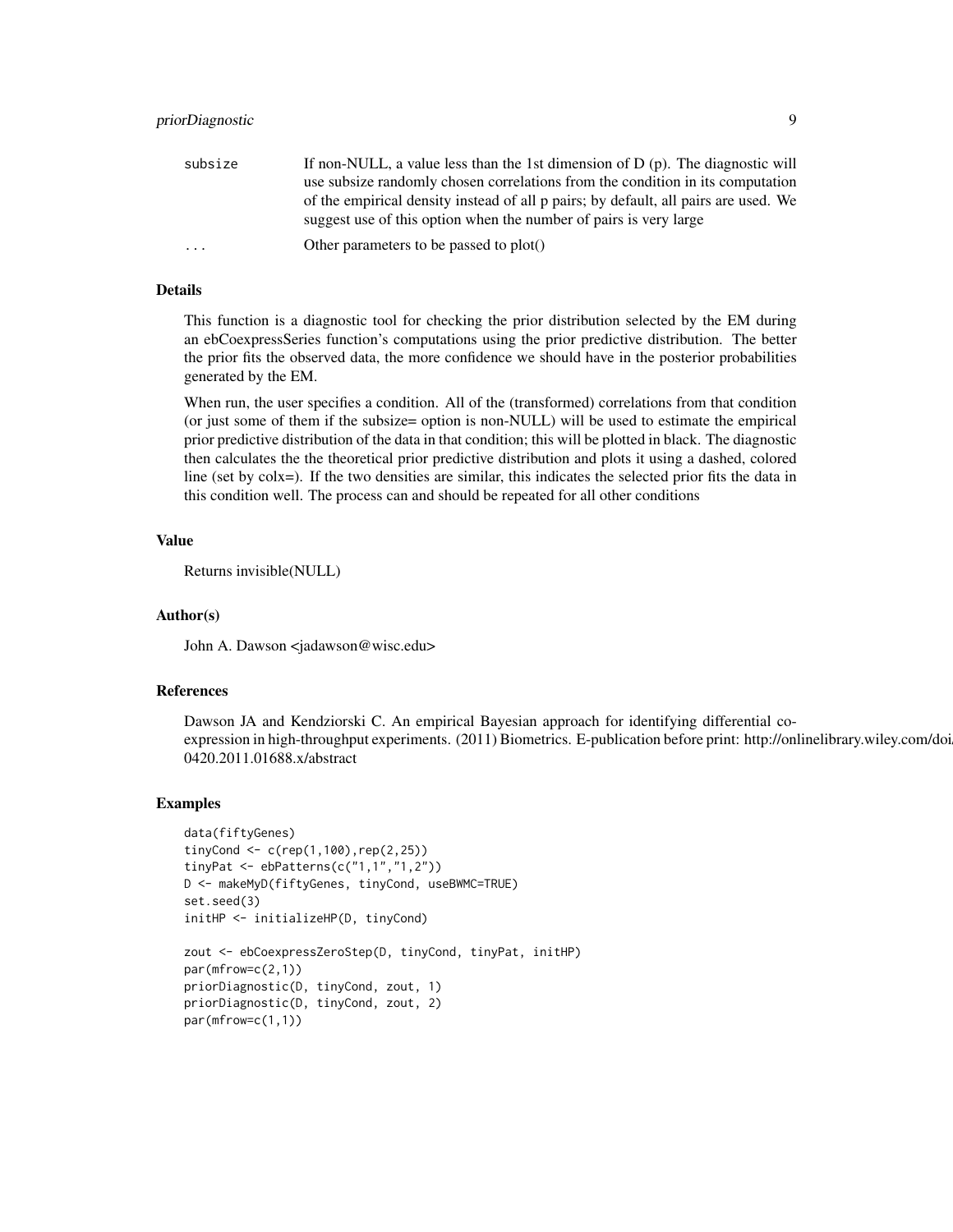| | |
|---|---|
| subsize | If non-NULL, a value less than the 1st dimension of D (p). The diagnostic will use subsize randomly chosen correlations from the condition in its computation of the empirical density instead of all p pairs; by default, all pairs are used. We suggest use of this option when the number of pairs is very large |
| ... | Other parameters to be passed to plot() |

## Details

This function is a diagnostic tool for checking the prior distribution selected by the EM during an ebCoexpressSeries function's computations using the prior predictive distribution. The better the prior fits the observed data, the more confidence we should have in the posterior probabilities generated by the EM.

When run, the user specifies a condition. All of the (transformed) correlations from that condition (or just some of them if the subsize= option is non-NULL) will be used to estimate the empirical prior predictive distribution of the data in that condition; this will be plotted in black. The diagnostic then calculates the the theoretical prior predictive distribution and plots it using a dashed, colored line (set by colx=). If the two densities are similar, this indicates the selected prior fits the data in this condition well. The process can and should be repeated for all other conditions

## Value

Returns invisible(NULL)

## Author(s)

John A. Dawson <jadawson@wisc.edu>

## References

Dawson JA and Kendziorski C. An empirical Bayesian approach for identifying differential coexpression in high-throughput experiments. (2011) Biometrics. E-publication before print: http://onlinelibrary.wiley.com/doi/10.1111/j.1541-0420.2011.01688.x/abstract

## Examples

```
data(fiftyGenes)
tinyCond <- c(rep(1,100),rep(2,25))
tinyPat <- ebPatterns(c("1,1","1,2"))
D <- makeMyD(fiftyGenes, tinyCond, useBWMC=TRUE)
set.seed(3)
initHP <- initializeHP(D, tinyCond)

zout <- ebCoexpressZeroStep(D, tinyCond, tinyPat, initHP)
par(mfrow=c(2,1))
priorDiagnostic(D, tinyCond, zout, 1)
priorDiagnostic(D, tinyCond, zout, 2)
par(mfrow=c(1,1))
```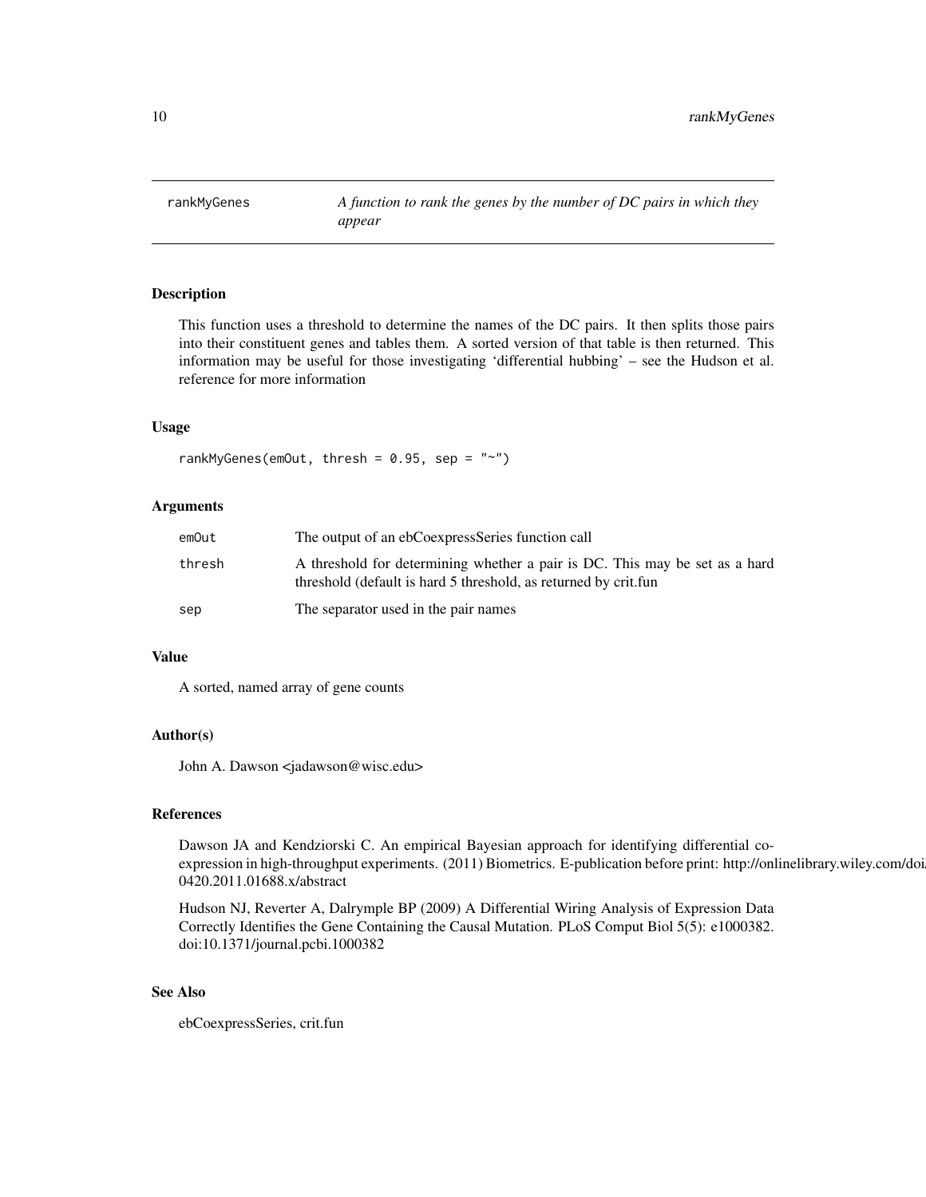rankMyGenes *A function to rank the genes by the number of DC pairs in which they appear*

## Description

This function uses a threshold to determine the names of the DC pairs. It then splits those pairs into their constituent genes and tables them. A sorted version of that table is then returned. This information may be useful for those investigating 'differential hubbing' – see the Hudson et al. reference for more information

## Usage

```
rankMyGenes(emOut, thresh = 0.95, sep = "~")
```

## Arguments

| | |
|---|---|
| emOut | The output of an ebCoexpressSeries function call |
| thresh | A threshold for determining whether a pair is DC. This may be set as a hard threshold (default is hard 5 threshold, as returned by crit.fun |
| sep | The separator used in the pair names |

## Value

A sorted, named array of gene counts

## Author(s)

John A. Dawson <jadawson@wisc.edu>

## References

Dawson JA and Kendziorski C. An empirical Bayesian approach for identifying differential coexpression in high-throughput experiments. (2011) Biometrics. E-publication before print: http://onlinelibrary.wiley.com/doi/10.1111/j.1541-0420.2011.01688.x/abstract

Hudson NJ, Reverter A, Dalrymple BP (2009) A Differential Wiring Analysis of Expression Data Correctly Identifies the Gene Containing the Causal Mutation. PLoS Comput Biol 5(5): e1000382. doi:10.1371/journal.pcbi.1000382

## See Also

ebCoexpressSeries, crit.fun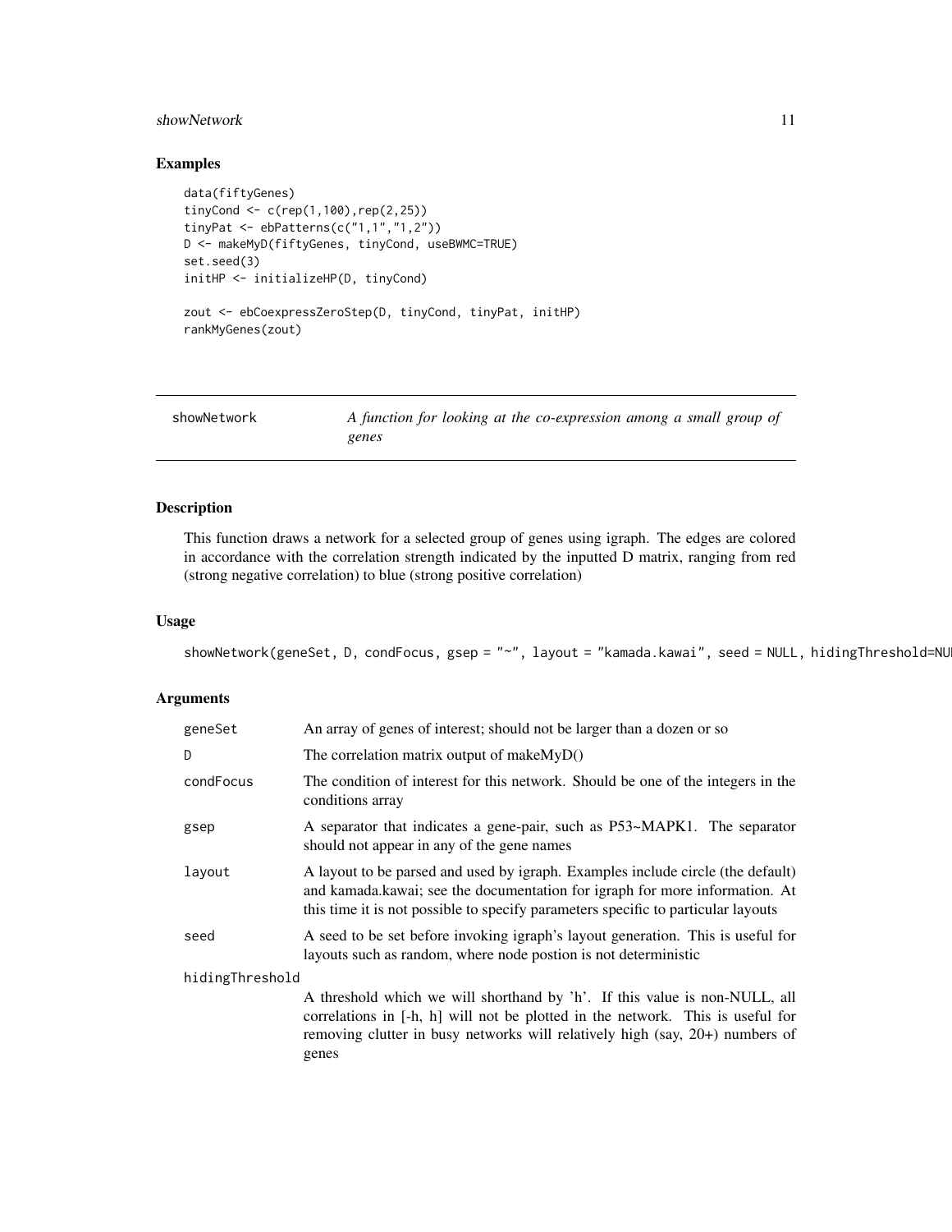## Examples

```
data(fiftyGenes)
tinyCond <- c(rep(1,100),rep(2,25))
tinyPat <- ebPatterns(c("1,1","1,2"))
D <- makeMyD(fiftyGenes, tinyCond, useBWMC=TRUE)
set.seed(3)
initHP <- initializeHP(D, tinyCond)

zout <- ebCoexpressZeroStep(D, tinyCond, tinyPat, initHP)
rankMyGenes(zout)
```

---

`showNetwork` *A function for looking at the co-expression among a small group of genes*

---

## Description

This function draws a network for a selected group of genes using igraph. The edges are colored in accordance with the correlation strength indicated by the inputted D matrix, ranging from red (strong negative correlation) to blue (strong positive correlation)

## Usage

```
showNetwork(geneSet, D, condFocus, gsep = "~", layout = "kamada.kawai", seed = NULL, hidingThreshold=NU
```

## Arguments

| | |
|---|---|
| `geneSet` | An array of genes of interest; should not be larger than a dozen or so |
| `D` | The correlation matrix output of makeMyD() |
| `condFocus` | The condition of interest for this network. Should be one of the integers in the conditions array |
| `gsep` | A separator that indicates a gene-pair, such as P53~MAPK1. The separator should not appear in any of the gene names |
| `layout` | A layout to be parsed and used by igraph. Examples include circle (the default) and kamada.kawai; see the documentation for igraph for more information. At this time it is not possible to specify parameters specific to particular layouts |
| `seed` | A seed to be set before invoking igraph's layout generation. This is useful for layouts such as random, where node postion is not deterministic |
| `hidingThreshold` | A threshold which we will shorthand by 'h'. If this value is non-NULL, all correlations in [-h, h] will not be plotted in the network. This is useful for removing clutter in busy networks will relatively high (say, 20+) numbers of genes |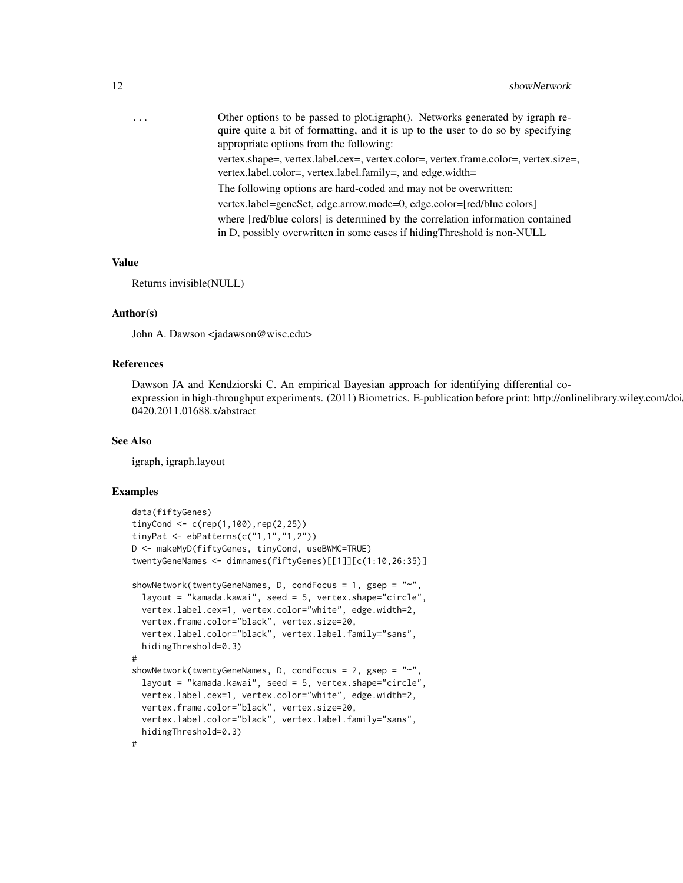... Other options to be passed to plot.igraph(). Networks generated by igraph require quite a bit of formatting, and it is up to the user to do so by specifying appropriate options from the following:

vertex.shape=, vertex.label.cex=, vertex.color=, vertex.frame.color=, vertex.size=, vertex.label.color=, vertex.label.family=, and edge.width=

The following options are hard-coded and may not be overwritten:

vertex.label=geneSet, edge.arrow.mode=0, edge.color=[red/blue colors]

where [red/blue colors] is determined by the correlation information contained in D, possibly overwritten in some cases if hidingThreshold is non-NULL

## Value

Returns invisible(NULL)

## Author(s)

John A. Dawson <jadawson@wisc.edu>

## References

Dawson JA and Kendziorski C. An empirical Bayesian approach for identifying differential coexpression in high-throughput experiments. (2011) Biometrics. E-publication before print: http://onlinelibrary.wiley.com/doi/ 0420.2011.01688.x/abstract

## See Also

igraph, igraph.layout

## Examples

```
data(fiftyGenes)
tinyCond <- c(rep(1,100),rep(2,25))
tinyPat <- ebPatterns(c("1,1","1,2"))
D <- makeMyD(fiftyGenes, tinyCond, useBWMC=TRUE)
twentyGeneNames <- dimnames(fiftyGenes)[[1]][c(1:10,26:35)]

showNetwork(twentyGeneNames, D, condFocus = 1, gsep = "~",
  layout = "kamada.kawai", seed = 5, vertex.shape="circle",
  vertex.label.cex=1, vertex.color="white", edge.width=2,
  vertex.frame.color="black", vertex.size=20,
  vertex.label.color="black", vertex.label.family="sans",
  hidingThreshold=0.3)
#
showNetwork(twentyGeneNames, D, condFocus = 2, gsep = "~",
  layout = "kamada.kawai", seed = 5, vertex.shape="circle",
  vertex.label.cex=1, vertex.color="white", edge.width=2,
  vertex.frame.color="black", vertex.size=20,
  vertex.label.color="black", vertex.label.family="sans",
  hidingThreshold=0.3)
#
```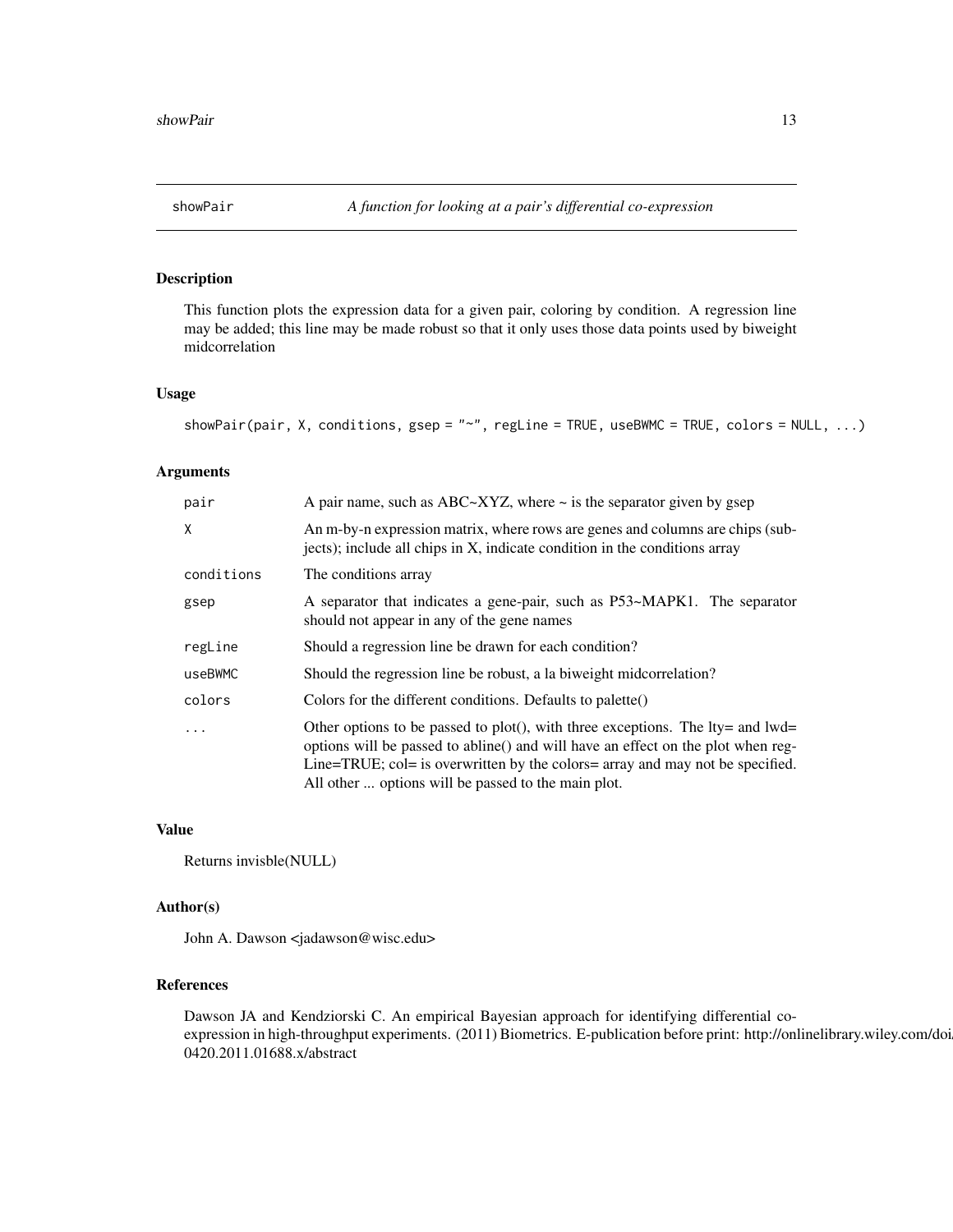## showPair — *A function for looking at a pair's differential co-expression*

### Description

This function plots the expression data for a given pair, coloring by condition. A regression line may be added; this line may be made robust so that it only uses those data points used by biweight midcorrelation

### Usage

```
showPair(pair, X, conditions, gsep = "~", regLine = TRUE, useBWMC = TRUE, colors = NULL, ...)
```

### Arguments

| | |
|---|---|
| `pair` | A pair name, such as ABC~XYZ, where ~ is the separator given by gsep |
| `X` | An m-by-n expression matrix, where rows are genes and columns are chips (subjects); include all chips in X, indicate condition in the conditions array |
| `conditions` | The conditions array |
| `gsep` | A separator that indicates a gene-pair, such as P53~MAPK1. The separator should not appear in any of the gene names |
| `regLine` | Should a regression line be drawn for each condition? |
| `useBWMC` | Should the regression line be robust, a la biweight midcorrelation? |
| `colors` | Colors for the different conditions. Defaults to palette() |
| `...` | Other options to be passed to plot(), with three exceptions. The lty= and lwd= options will be passed to abline() and will have an effect on the plot when regLine=TRUE; col= is overwritten by the colors= array and may not be specified. All other ... options will be passed to the main plot. |

### Value

Returns invisble(NULL)

### Author(s)

John A. Dawson <jadawson@wisc.edu>

### References

Dawson JA and Kendziorski C. An empirical Bayesian approach for identifying differential coexpression in high-throughput experiments. (2011) Biometrics. E-publication before print: http://onlinelibrary.wiley.com/doi/10.1111/j.1541-0420.2011.01688.x/abstract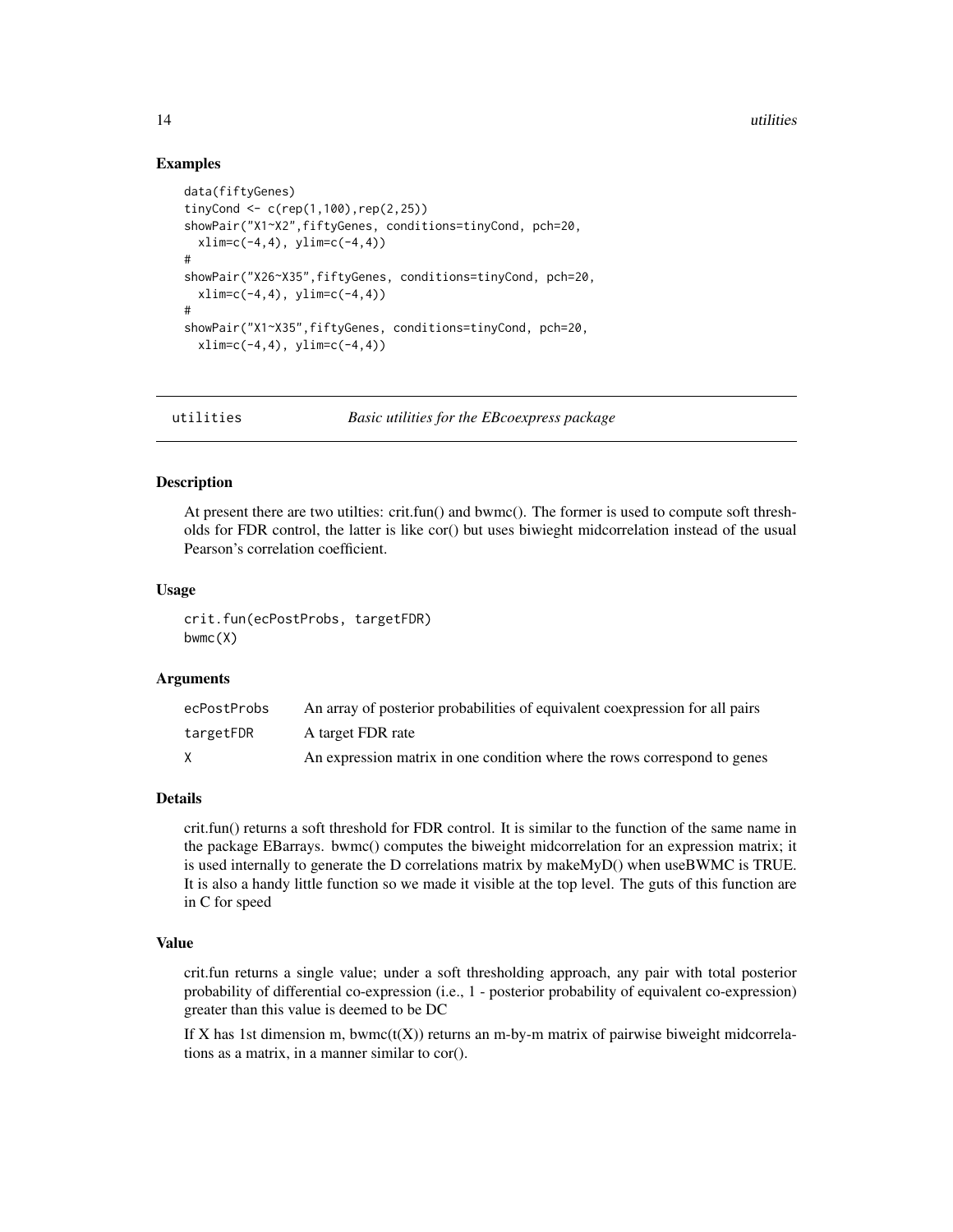## Examples

```
data(fiftyGenes)
tinyCond <- c(rep(1,100),rep(2,25))
showPair("X1~X2",fiftyGenes, conditions=tinyCond, pch=20,
  xlim=c(-4,4), ylim=c(-4,4))
#
showPair("X26~X35",fiftyGenes, conditions=tinyCond, pch=20,
  xlim=c(-4,4), ylim=c(-4,4))
#
showPair("X1~X35",fiftyGenes, conditions=tinyCond, pch=20,
  xlim=c(-4,4), ylim=c(-4,4))
```

---

# utilities — *Basic utilities for the EBcoexpress package*

---

## Description

At present there are two utilties: crit.fun() and bwmc(). The former is used to compute soft thresholds for FDR control, the latter is like cor() but uses biwieght midcorrelation instead of the usual Pearson's correlation coefficient.

## Usage

```
crit.fun(ecPostProbs, targetFDR)
bwmc(X)
```

## Arguments

| | |
|---|---|
| ecPostProbs | An array of posterior probabilities of equivalent coexpression for all pairs |
| targetFDR | A target FDR rate |
| X | An expression matrix in one condition where the rows correspond to genes |

## Details

crit.fun() returns a soft threshold for FDR control. It is similar to the function of the same name in the package EBarrays. bwmc() computes the biweight midcorrelation for an expression matrix; it is used internally to generate the D correlations matrix by makeMyD() when useBWMC is TRUE. It is also a handy little function so we made it visible at the top level. The guts of this function are in C for speed

## Value

crit.fun returns a single value; under a soft thresholding approach, any pair with total posterior probability of differential co-expression (i.e., 1 - posterior probability of equivalent co-expression) greater than this value is deemed to be DC

If X has 1st dimension m, bwmc(t(X)) returns an m-by-m matrix of pairwise biweight midcorrelations as a matrix, in a manner similar to cor().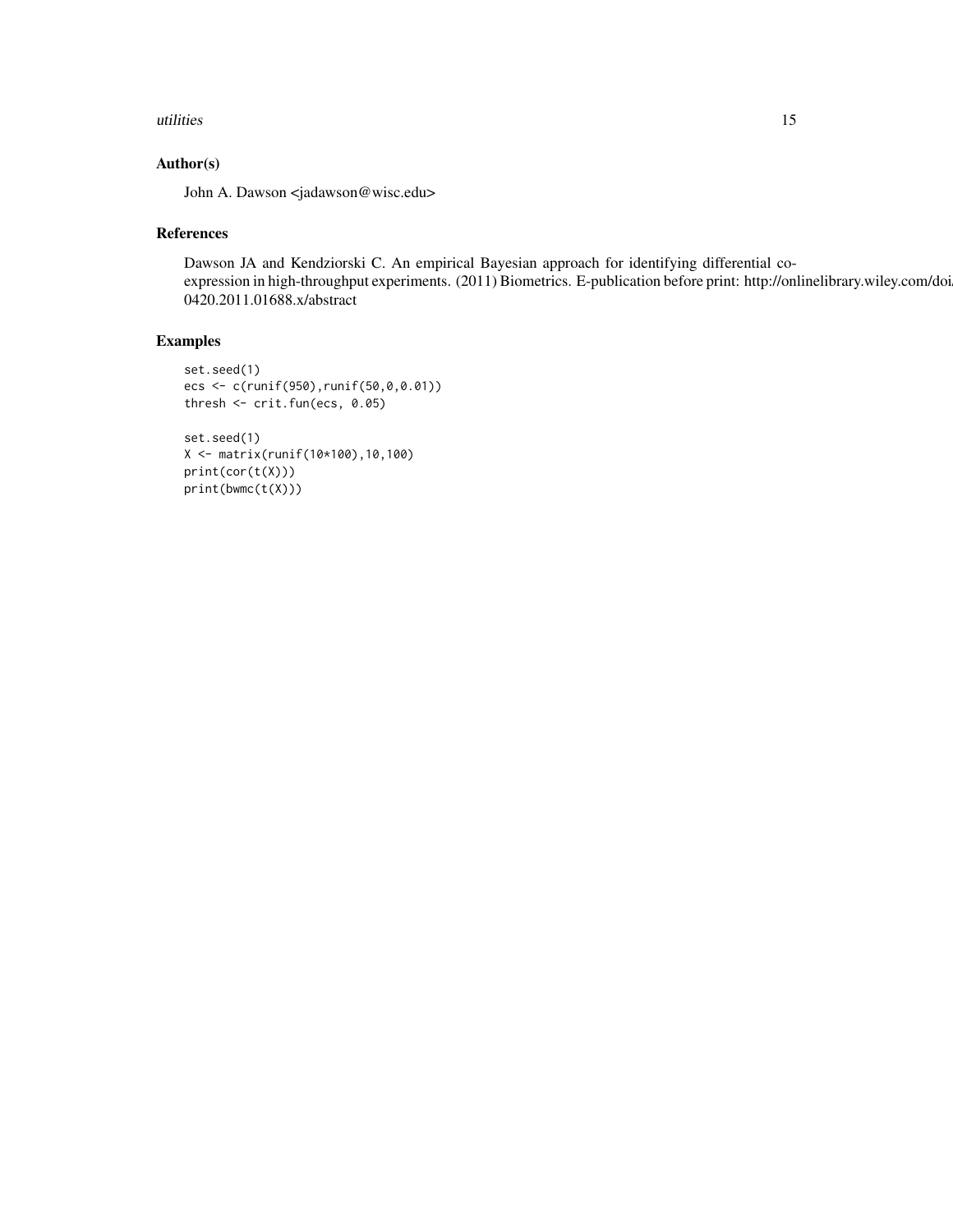## Author(s)

John A. Dawson <jadawson@wisc.edu>

## References

Dawson JA and Kendziorski C. An empirical Bayesian approach for identifying differential co-expression in high-throughput experiments. (2011) Biometrics. E-publication before print: http://onlinelibrary.wiley.com/doi/ 0420.2011.01688.x/abstract

## Examples

```
set.seed(1)
ecs <- c(runif(950),runif(50,0,0.01))
thresh <- crit.fun(ecs, 0.05)

set.seed(1)
X <- matrix(runif(10*100),10,100)
print(cor(t(X)))
print(bwmc(t(X)))
```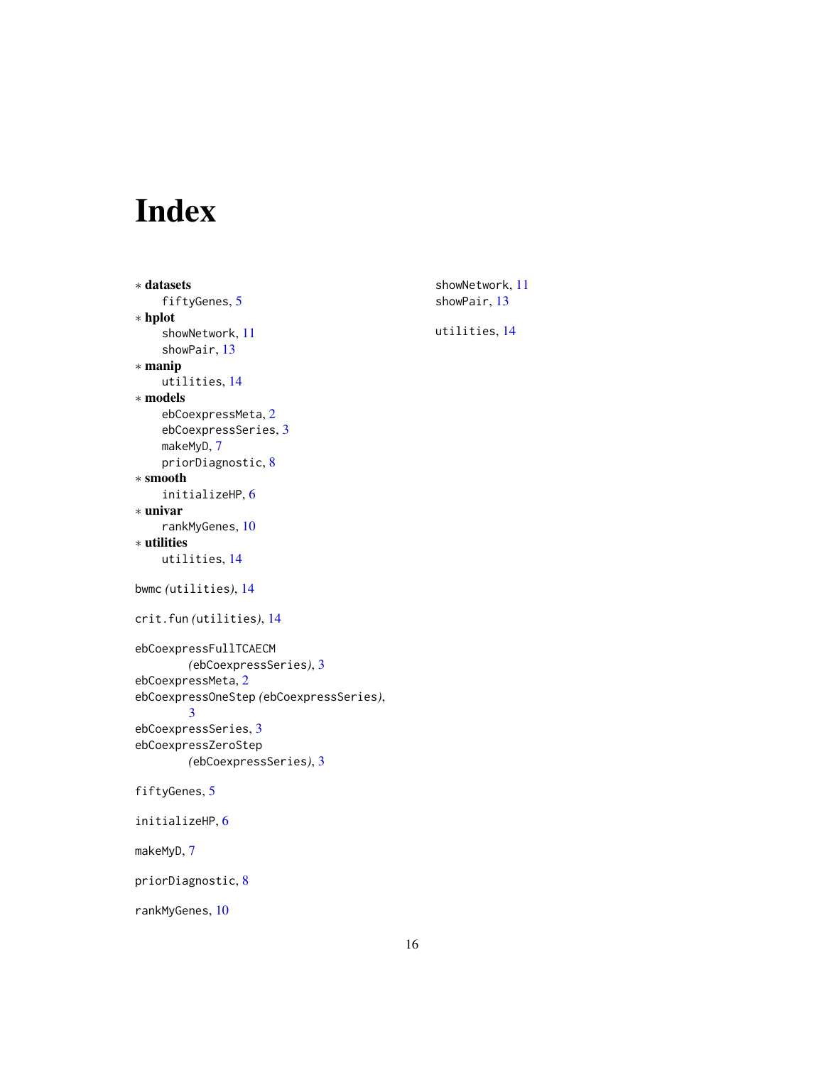# Index

* **datasets**
  fiftyGenes, 5
* **hplot**
  showNetwork, 11
  showPair, 13
* **manip**
  utilities, 14
* **models**
  ebCoexpressMeta, 2
  ebCoexpressSeries, 3
  makeMyD, 7
  priorDiagnostic, 8
* **smooth**
  initializeHP, 6
* **univar**
  rankMyGenes, 10
* **utilities**
  utilities, 14

bwmc *(utilities)*, 14

crit.fun *(utilities)*, 14

ebCoexpressFullTCAECM *(ebCoexpressSeries)*, 3
ebCoexpressMeta, 2
ebCoexpressOneStep *(ebCoexpressSeries)*, 3
ebCoexpressSeries, 3
ebCoexpressZeroStep *(ebCoexpressSeries)*, 3

fiftyGenes, 5

initializeHP, 6

makeMyD, 7

priorDiagnostic, 8

rankMyGenes, 10

showNetwork, 11
showPair, 13

utilities, 14